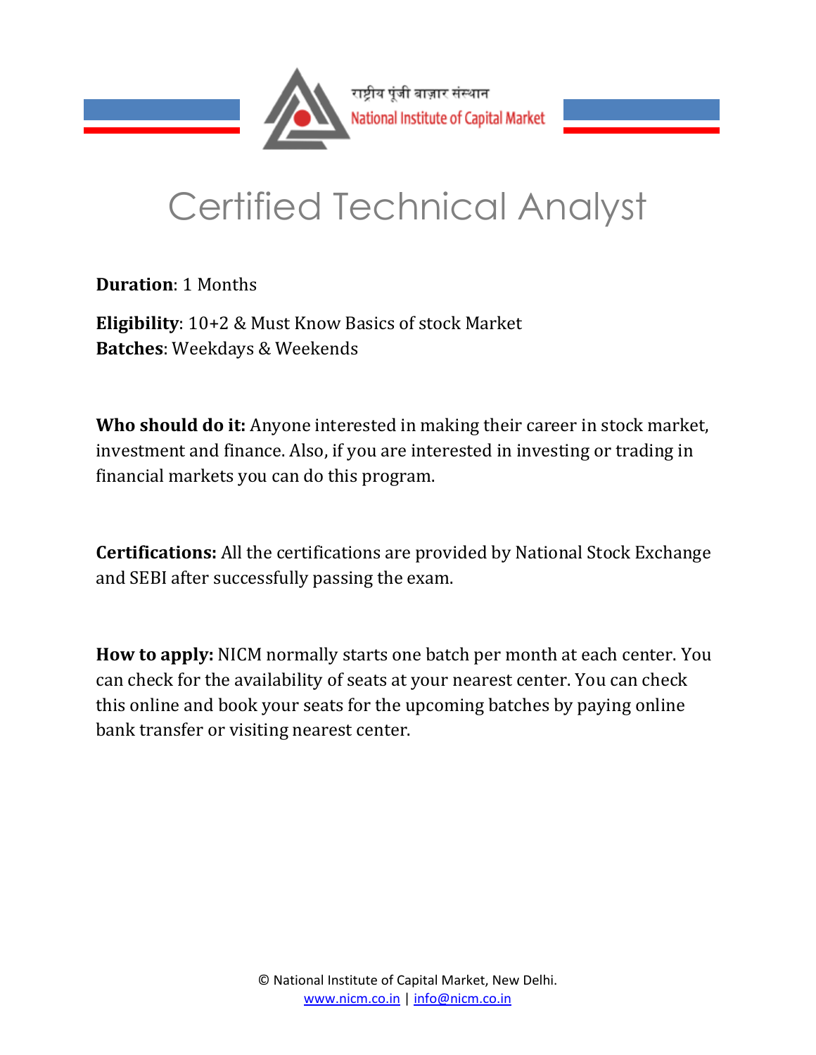राष्ट्रीय पूंजी बाज़ार संस्थान
National Institute of Capital Market

# Certified Technical Analyst

**Duration**: 1 Months

**Eligibility**: 10+2 & Must Know Basics of stock Market
**Batches**: Weekdays & Weekends

**Who should do it:** Anyone interested in making their career in stock market, investment and finance. Also, if you are interested in investing or trading in financial markets you can do this program.

**Certifications:** All the certifications are provided by National Stock Exchange and SEBI after successfully passing the exam.

**How to apply:** NICM normally starts one batch per month at each center. You can check for the availability of seats at your nearest center. You can check this online and book your seats for the upcoming batches by paying online bank transfer or visiting nearest center.

© National Institute of Capital Market, New Delhi.
www.nicm.co.in | info@nicm.co.in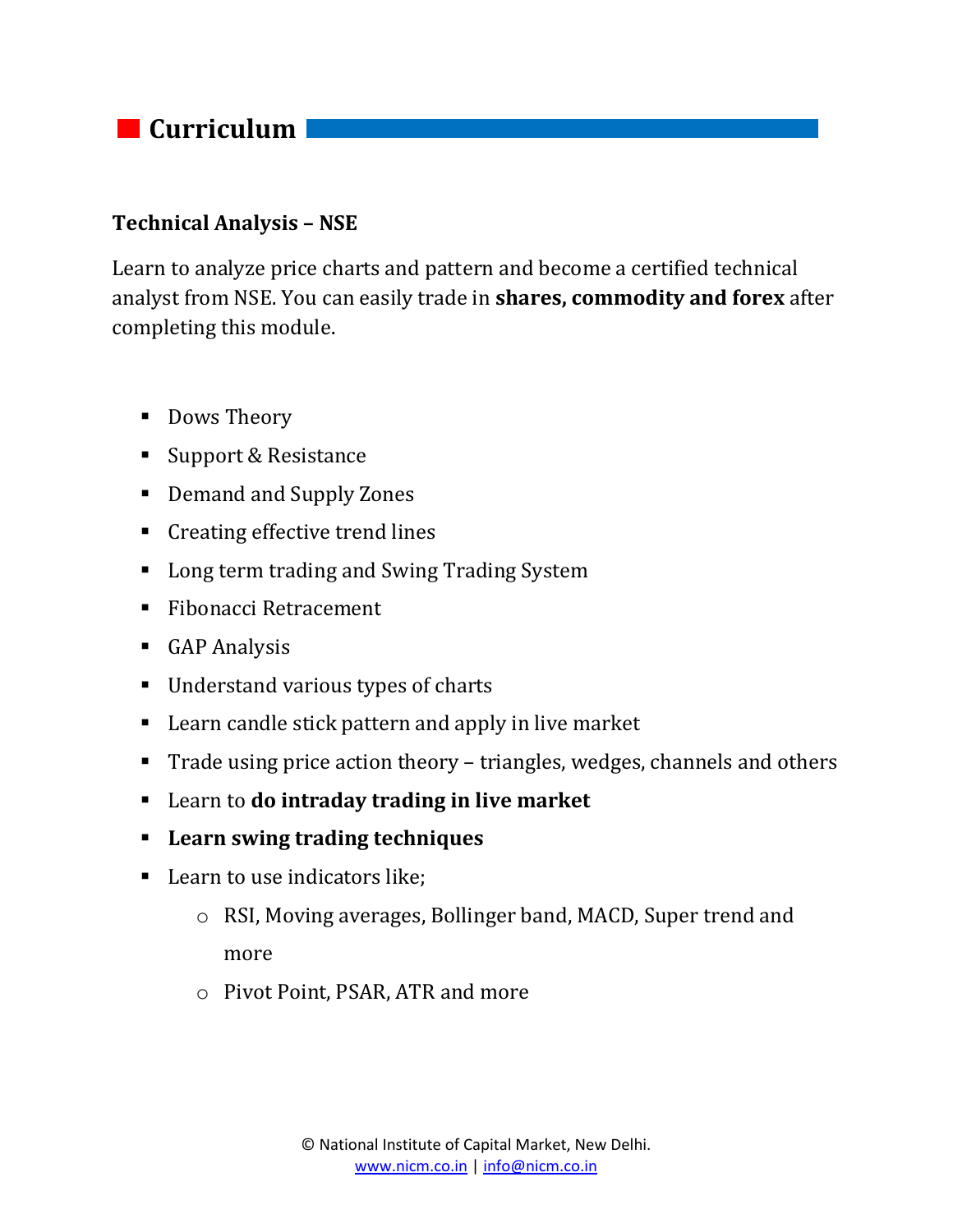## Curriculum

### Technical Analysis – NSE

Learn to analyze price charts and pattern and become a certified technical analyst from NSE. You can easily trade in **shares, commodity and forex** after completing this module.

- Dows Theory
- Support & Resistance
- Demand and Supply Zones
- Creating effective trend lines
- Long term trading and Swing Trading System
- Fibonacci Retracement
- GAP Analysis
- Understand various types of charts
- Learn candle stick pattern and apply in live market
- Trade using price action theory – triangles, wedges, channels and others
- Learn to **do intraday trading in live market**
- **Learn swing trading techniques**
- Learn to use indicators like;
  - RSI, Moving averages, Bollinger band, MACD, Super trend and more
  - Pivot Point, PSAR, ATR and more

© National Institute of Capital Market, New Delhi.
www.nicm.co.in | info@nicm.co.in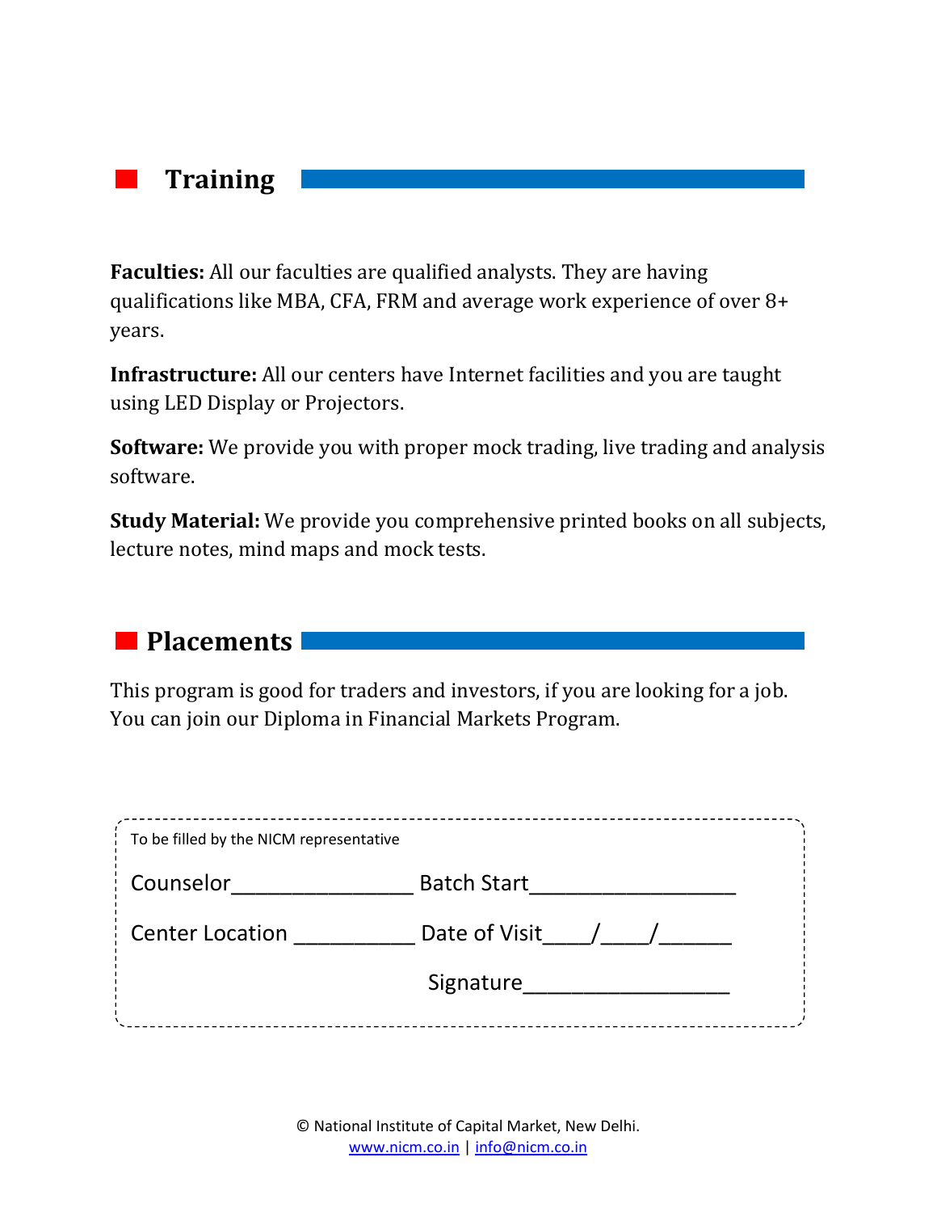## Training

**Faculties:** All our faculties are qualified analysts. They are having qualifications like MBA, CFA, FRM and average work experience of over 8+ years.

**Infrastructure:** All our centers have Internet facilities and you are taught using LED Display or Projectors.

**Software:** We provide you with proper mock trading, live trading and analysis software.

**Study Material:** We provide you comprehensive printed books on all subjects, lecture notes, mind maps and mock tests.

## Placements

This program is good for traders and investors, if you are looking for a job. You can join our Diploma in Financial Markets Program.

To be filled by the NICM representative

Counselor________________ Batch Start___________________

Center Location ___________ Date of Visit____/____/______

Signature__________________

© National Institute of Capital Market, New Delhi.
www.nicm.co.in | info@nicm.co.in